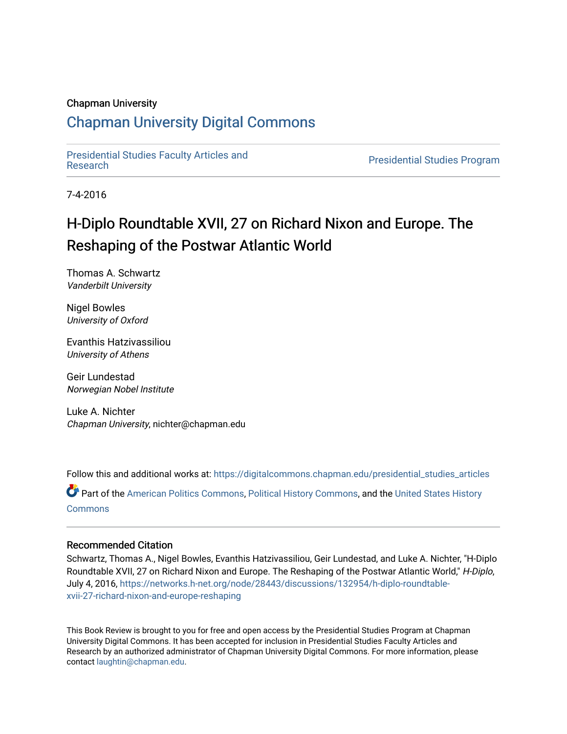Chapman University

# Chapman University Digital Commons

Presidential Studies Faculty Articles and Research | Presidential Studies Program

7-4-2016

## H-Diplo Roundtable XVII, 27 on Richard Nixon and Europe. The Reshaping of the Postwar Atlantic World

Thomas A. Schwartz
*Vanderbilt University*

Nigel Bowles
*University of Oxford*

Evanthis Hatzivassiliou
*University of Athens*

Geir Lundestad
*Norwegian Nobel Institute*

Luke A. Nichter
*Chapman University*, nichter@chapman.edu

Follow this and additional works at: https://digitalcommons.chapman.edu/presidential_studies_articles

Part of the American Politics Commons, Political History Commons, and the United States History Commons

### Recommended Citation

Schwartz, Thomas A., Nigel Bowles, Evanthis Hatzivassiliou, Geir Lundestad, and Luke A. Nichter, "H-Diplo Roundtable XVII, 27 on Richard Nixon and Europe. The Reshaping of the Postwar Atlantic World," *H-Diplo*, July 4, 2016, https://networks.h-net.org/node/28443/discussions/132954/h-diplo-roundtable-xvii-27-richard-nixon-and-europe-reshaping

This Book Review is brought to you for free and open access by the Presidential Studies Program at Chapman University Digital Commons. It has been accepted for inclusion in Presidential Studies Faculty Articles and Research by an authorized administrator of Chapman University Digital Commons. For more information, please contact laughtin@chapman.edu.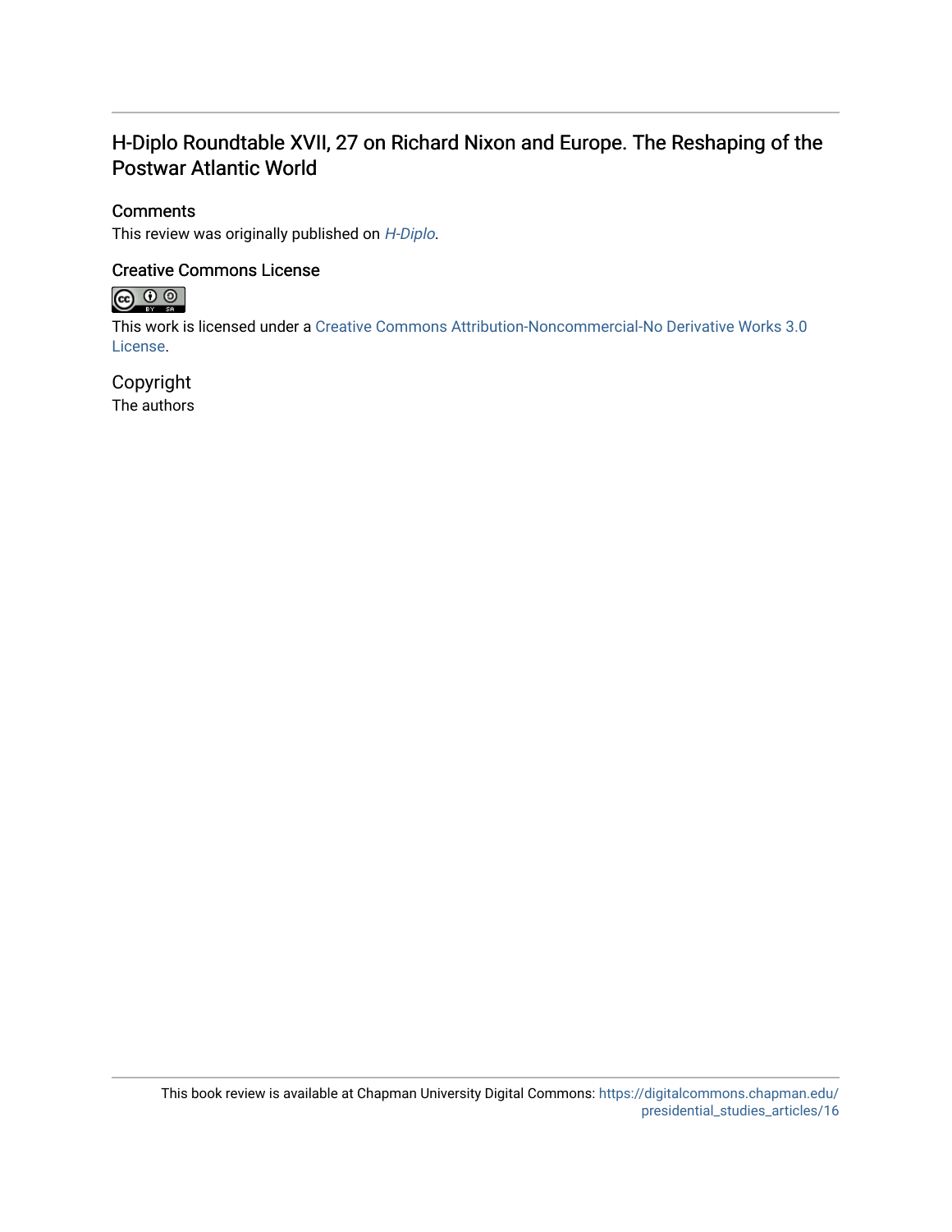# H-Diplo Roundtable XVII, 27 on Richard Nixon and Europe. The Reshaping of the Postwar Atlantic World

### Comments

This review was originally published on *H-Diplo*.

### Creative Commons License

This work is licensed under a Creative Commons Attribution-Noncommercial-No Derivative Works 3.0 License.

### Copyright

The authors

This book review is available at Chapman University Digital Commons: https://digitalcommons.chapman.edu/presidential_studies_articles/16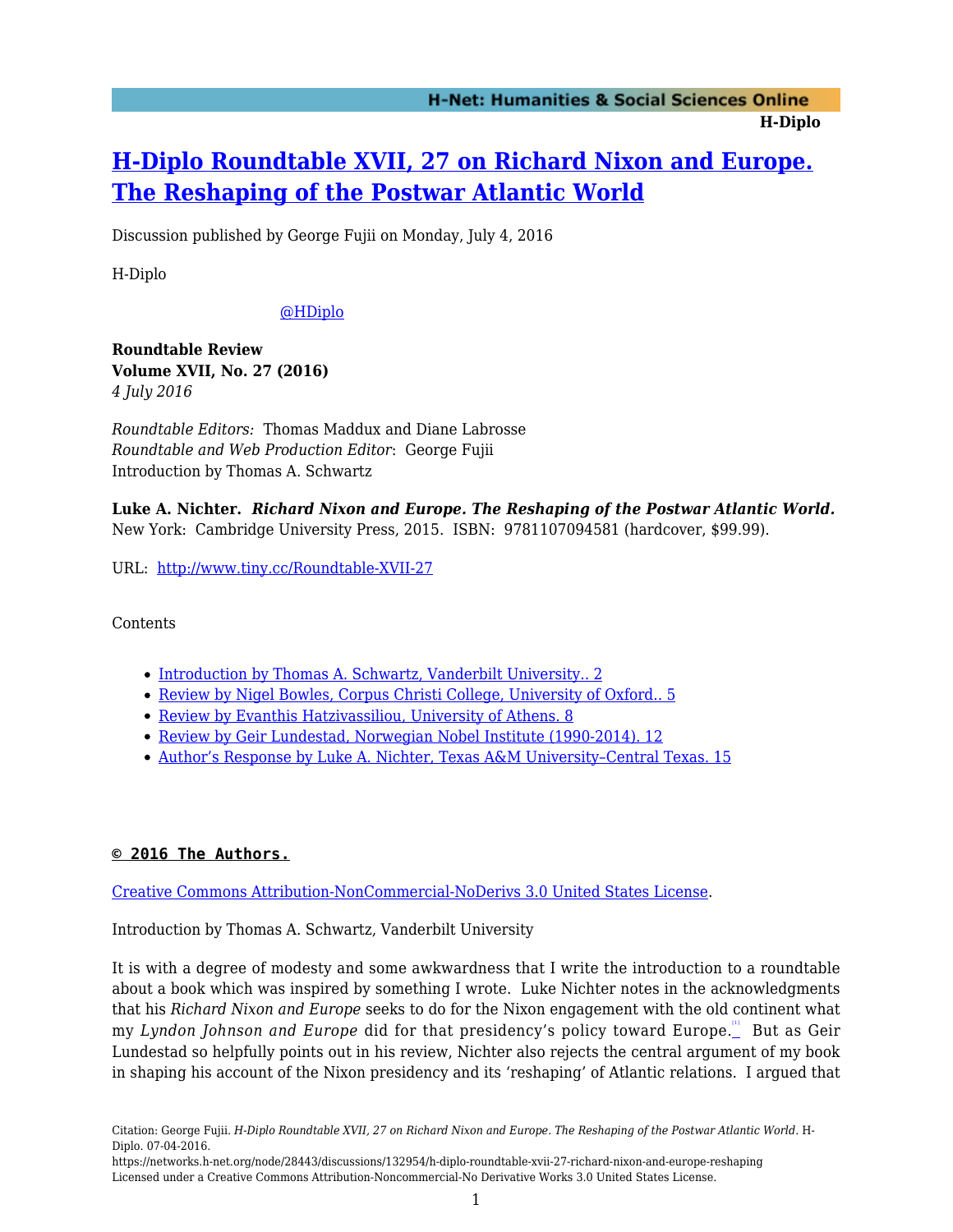## [H-Diplo Roundtable XVII, 27 on Richard Nixon and Europe. The Reshaping of the Postwar Atlantic World](https://networks.h-net.org/node/28443/discussions/132954/h-diplo-roundtable-xvii-27-richard-nixon-and-europe-reshaping)

Discussion published by George Fujii on Monday, July 4, 2016

H-Diplo

[@HDiplo](https://twitter.com/HDiplo)

**Roundtable Review**
**Volume XVII, No. 27 (2016)**
*4 July 2016*

*Roundtable Editors:* Thomas Maddux and Diane Labrosse
*Roundtable and Web Production Editor*: George Fujii
Introduction by Thomas A. Schwartz

**Luke A. Nichter.** ***Richard Nixon and Europe. The Reshaping of the Postwar Atlantic World.*** New York: Cambridge University Press, 2015. ISBN: 9781107094581 (hardcover, $99.99).

URL: [http://www.tiny.cc/Roundtable-XVII-27](http://www.tiny.cc/Roundtable-XVII-27)

Contents

- Introduction by Thomas A. Schwartz, Vanderbilt University.. 2
- Review by Nigel Bowles, Corpus Christi College, University of Oxford.. 5
- Review by Evanthis Hatzivassiliou, University of Athens. 8
- Review by Geir Lundestad, Norwegian Nobel Institute (1990-2014). 12
- Author's Response by Luke A. Nichter, Texas A&M University–Central Texas. 15

**© 2016 The Authors.**

Creative Commons Attribution-NonCommercial-NoDerivs 3.0 United States License.

Introduction by Thomas A. Schwartz, Vanderbilt University

It is with a degree of modesty and some awkwardness that I write the introduction to a roundtable about a book which was inspired by something I wrote. Luke Nichter notes in the acknowledgments that his *Richard Nixon and Europe* seeks to do for the Nixon engagement with the old continent what my *Lyndon Johnson and Europe* did for that presidency's policy toward Europe.[1] But as Geir Lundestad so helpfully points out in his review, Nichter also rejects the central argument of my book in shaping his account of the Nixon presidency and its 'reshaping' of Atlantic relations. I argued that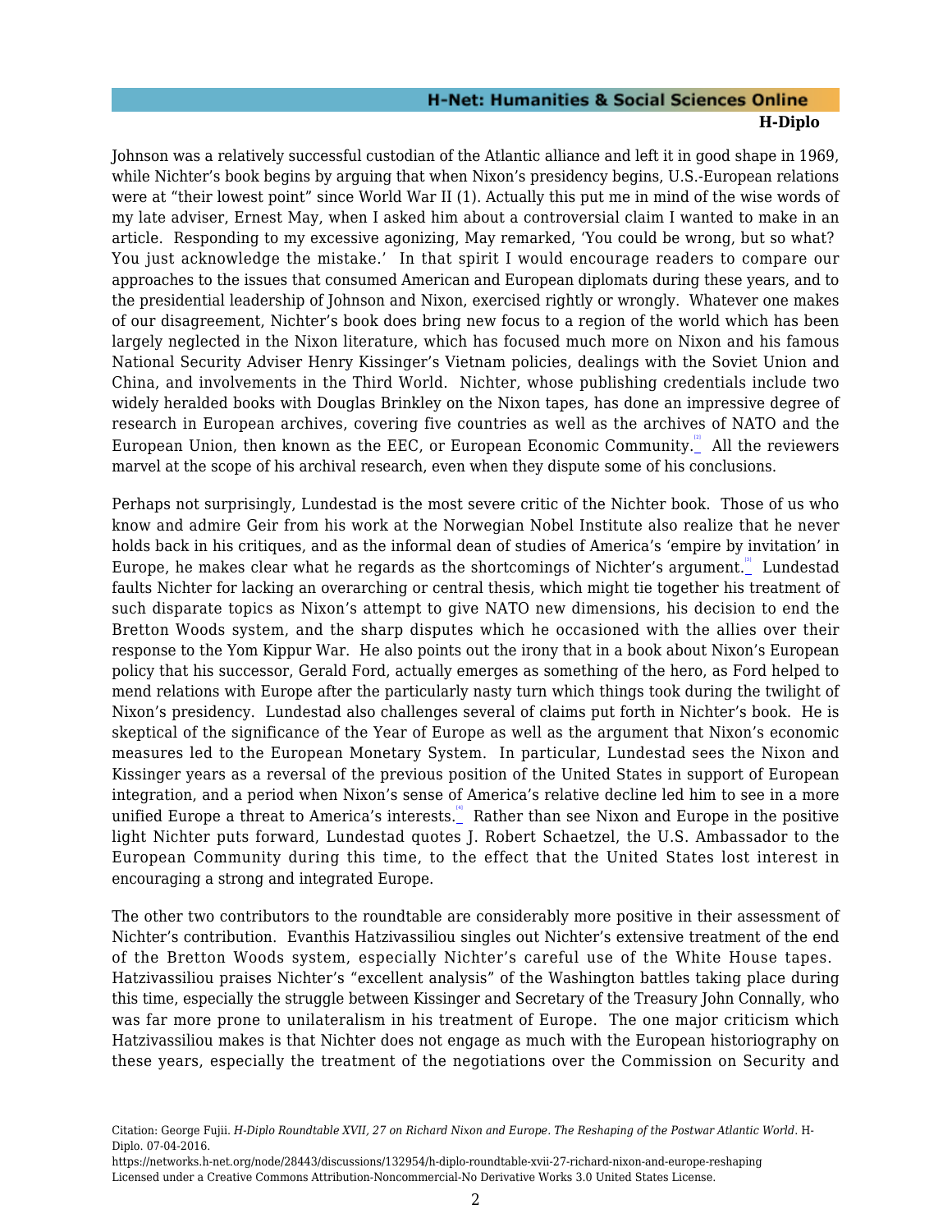Johnson was a relatively successful custodian of the Atlantic alliance and left it in good shape in 1969, while Nichter's book begins by arguing that when Nixon's presidency begins, U.S.-European relations were at "their lowest point" since World War II (1). Actually this put me in mind of the wise words of my late adviser, Ernest May, when I asked him about a controversial claim I wanted to make in an article. Responding to my excessive agonizing, May remarked, 'You could be wrong, but so what? You just acknowledge the mistake.' In that spirit I would encourage readers to compare our approaches to the issues that consumed American and European diplomats during these years, and to the presidential leadership of Johnson and Nixon, exercised rightly or wrongly. Whatever one makes of our disagreement, Nichter's book does bring new focus to a region of the world which has been largely neglected in the Nixon literature, which has focused much more on Nixon and his famous National Security Adviser Henry Kissinger's Vietnam policies, dealings with the Soviet Union and China, and involvements in the Third World. Nichter, whose publishing credentials include two widely heralded books with Douglas Brinkley on the Nixon tapes, has done an impressive degree of research in European archives, covering five countries as well as the archives of NATO and the European Union, then known as the EEC, or European Economic Community.[2] All the reviewers marvel at the scope of his archival research, even when they dispute some of his conclusions.

Perhaps not surprisingly, Lundestad is the most severe critic of the Nichter book. Those of us who know and admire Geir from his work at the Norwegian Nobel Institute also realize that he never holds back in his critiques, and as the informal dean of studies of America's 'empire by invitation' in Europe, he makes clear what he regards as the shortcomings of Nichter's argument.[3] Lundestad faults Nichter for lacking an overarching or central thesis, which might tie together his treatment of such disparate topics as Nixon's attempt to give NATO new dimensions, his decision to end the Bretton Woods system, and the sharp disputes which he occasioned with the allies over their response to the Yom Kippur War. He also points out the irony that in a book about Nixon's European policy that his successor, Gerald Ford, actually emerges as something of the hero, as Ford helped to mend relations with Europe after the particularly nasty turn which things took during the twilight of Nixon's presidency. Lundestad also challenges several of claims put forth in Nichter's book. He is skeptical of the significance of the Year of Europe as well as the argument that Nixon's economic measures led to the European Monetary System. In particular, Lundestad sees the Nixon and Kissinger years as a reversal of the previous position of the United States in support of European integration, and a period when Nixon's sense of America's relative decline led him to see in a more unified Europe a threat to America's interests.[4] Rather than see Nixon and Europe in the positive light Nichter puts forward, Lundestad quotes J. Robert Schaetzel, the U.S. Ambassador to the European Community during this time, to the effect that the United States lost interest in encouraging a strong and integrated Europe.

The other two contributors to the roundtable are considerably more positive in their assessment of Nichter's contribution. Evanthis Hatzivassiliou singles out Nichter's extensive treatment of the end of the Bretton Woods system, especially Nichter's careful use of the White House tapes. Hatzivassiliou praises Nichter's "excellent analysis" of the Washington battles taking place during this time, especially the struggle between Kissinger and Secretary of the Treasury John Connally, who was far more prone to unilateralism in his treatment of Europe. The one major criticism which Hatzivassiliou makes is that Nichter does not engage as much with the European historiography on these years, especially the treatment of the negotiations over the Commission on Security and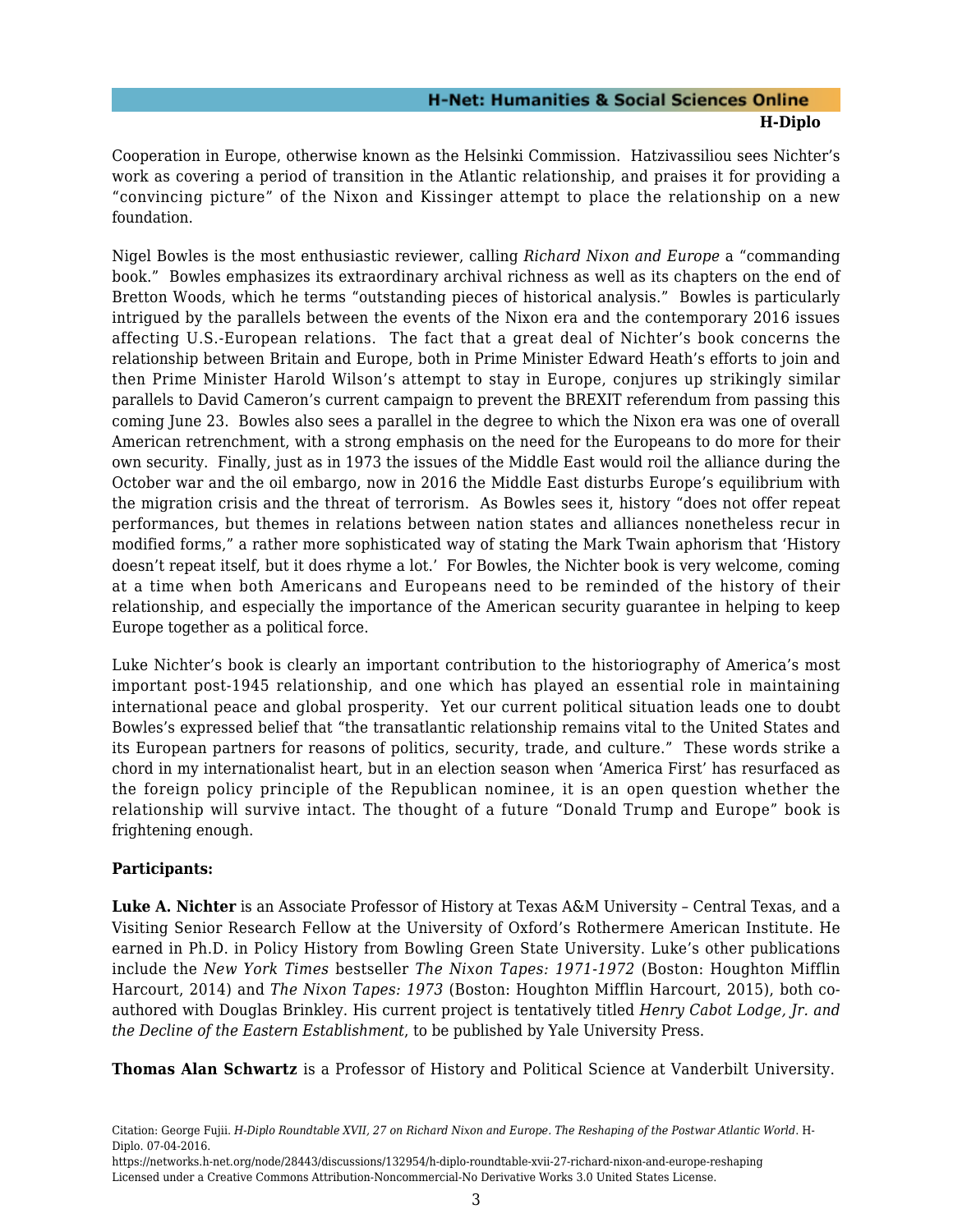Cooperation in Europe, otherwise known as the Helsinki Commission. Hatzivassiliou sees Nichter's work as covering a period of transition in the Atlantic relationship, and praises it for providing a "convincing picture" of the Nixon and Kissinger attempt to place the relationship on a new foundation.

Nigel Bowles is the most enthusiastic reviewer, calling *Richard Nixon and Europe* a "commanding book." Bowles emphasizes its extraordinary archival richness as well as its chapters on the end of Bretton Woods, which he terms "outstanding pieces of historical analysis." Bowles is particularly intrigued by the parallels between the events of the Nixon era and the contemporary 2016 issues affecting U.S.-European relations. The fact that a great deal of Nichter's book concerns the relationship between Britain and Europe, both in Prime Minister Edward Heath's efforts to join and then Prime Minister Harold Wilson's attempt to stay in Europe, conjures up strikingly similar parallels to David Cameron's current campaign to prevent the BREXIT referendum from passing this coming June 23. Bowles also sees a parallel in the degree to which the Nixon era was one of overall American retrenchment, with a strong emphasis on the need for the Europeans to do more for their own security. Finally, just as in 1973 the issues of the Middle East would roil the alliance during the October war and the oil embargo, now in 2016 the Middle East disturbs Europe's equilibrium with the migration crisis and the threat of terrorism. As Bowles sees it, history "does not offer repeat performances, but themes in relations between nation states and alliances nonetheless recur in modified forms," a rather more sophisticated way of stating the Mark Twain aphorism that 'History doesn't repeat itself, but it does rhyme a lot.' For Bowles, the Nichter book is very welcome, coming at a time when both Americans and Europeans need to be reminded of the history of their relationship, and especially the importance of the American security guarantee in helping to keep Europe together as a political force.

Luke Nichter's book is clearly an important contribution to the historiography of America's most important post-1945 relationship, and one which has played an essential role in maintaining international peace and global prosperity. Yet our current political situation leads one to doubt Bowles's expressed belief that "the transatlantic relationship remains vital to the United States and its European partners for reasons of politics, security, trade, and culture." These words strike a chord in my internationalist heart, but in an election season when 'America First' has resurfaced as the foreign policy principle of the Republican nominee, it is an open question whether the relationship will survive intact. The thought of a future "Donald Trump and Europe" book is frightening enough.

**Participants:**

**Luke A. Nichter** is an Associate Professor of History at Texas A&M University – Central Texas, and a Visiting Senior Research Fellow at the University of Oxford's Rothermere American Institute. He earned in Ph.D. in Policy History from Bowling Green State University. Luke's other publications include the *New York Times* bestseller *The Nixon Tapes: 1971-1972* (Boston: Houghton Mifflin Harcourt, 2014) and *The Nixon Tapes: 1973* (Boston: Houghton Mifflin Harcourt, 2015), both co-authored with Douglas Brinkley. His current project is tentatively titled *Henry Cabot Lodge, Jr. and the Decline of the Eastern Establishment*, to be published by Yale University Press.

**Thomas Alan Schwartz** is a Professor of History and Political Science at Vanderbilt University.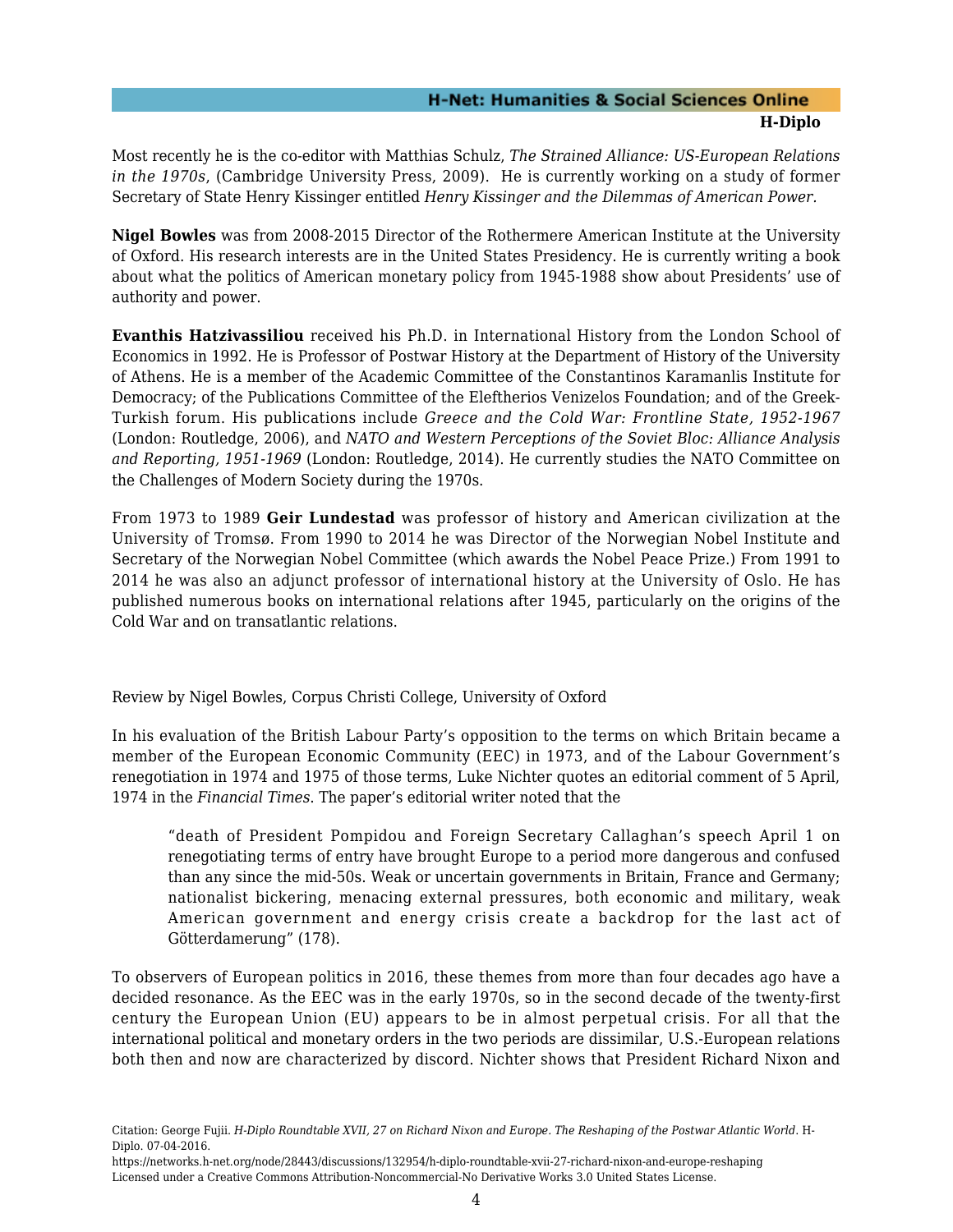Most recently he is the co-editor with Matthias Schulz, *The Strained Alliance: US-European Relations in the 1970s*, (Cambridge University Press, 2009). He is currently working on a study of former Secretary of State Henry Kissinger entitled *Henry Kissinger and the Dilemmas of American Power.*

**Nigel Bowles** was from 2008-2015 Director of the Rothermere American Institute at the University of Oxford. His research interests are in the United States Presidency. He is currently writing a book about what the politics of American monetary policy from 1945-1988 show about Presidents' use of authority and power.

**Evanthis Hatzivassiliou** received his Ph.D. in International History from the London School of Economics in 1992. He is Professor of Postwar History at the Department of History of the University of Athens. He is a member of the Academic Committee of the Constantinos Karamanlis Institute for Democracy; of the Publications Committee of the Eleftherios Venizelos Foundation; and of the Greek-Turkish forum. His publications include *Greece and the Cold War: Frontline State, 1952-1967* (London: Routledge, 2006), and *NATO and Western Perceptions of the Soviet Bloc: Alliance Analysis and Reporting, 1951-1969* (London: Routledge, 2014). He currently studies the NATO Committee on the Challenges of Modern Society during the 1970s.

From 1973 to 1989 **Geir Lundestad** was professor of history and American civilization at the University of Tromsø. From 1990 to 2014 he was Director of the Norwegian Nobel Institute and Secretary of the Norwegian Nobel Committee (which awards the Nobel Peace Prize.) From 1991 to 2014 he was also an adjunct professor of international history at the University of Oslo. He has published numerous books on international relations after 1945, particularly on the origins of the Cold War and on transatlantic relations.

Review by Nigel Bowles, Corpus Christi College, University of Oxford

In his evaluation of the British Labour Party's opposition to the terms on which Britain became a member of the European Economic Community (EEC) in 1973, and of the Labour Government's renegotiation in 1974 and 1975 of those terms, Luke Nichter quotes an editorial comment of 5 April, 1974 in the *Financial Times*. The paper's editorial writer noted that the

> "death of President Pompidou and Foreign Secretary Callaghan's speech April 1 on renegotiating terms of entry have brought Europe to a period more dangerous and confused than any since the mid-50s. Weak or uncertain governments in Britain, France and Germany; nationalist bickering, menacing external pressures, both economic and military, weak American government and energy crisis create a backdrop for the last act of Götterdamerung" (178).

To observers of European politics in 2016, these themes from more than four decades ago have a decided resonance. As the EEC was in the early 1970s, so in the second decade of the twenty-first century the European Union (EU) appears to be in almost perpetual crisis. For all that the international political and monetary orders in the two periods are dissimilar, U.S.-European relations both then and now are characterized by discord. Nichter shows that President Richard Nixon and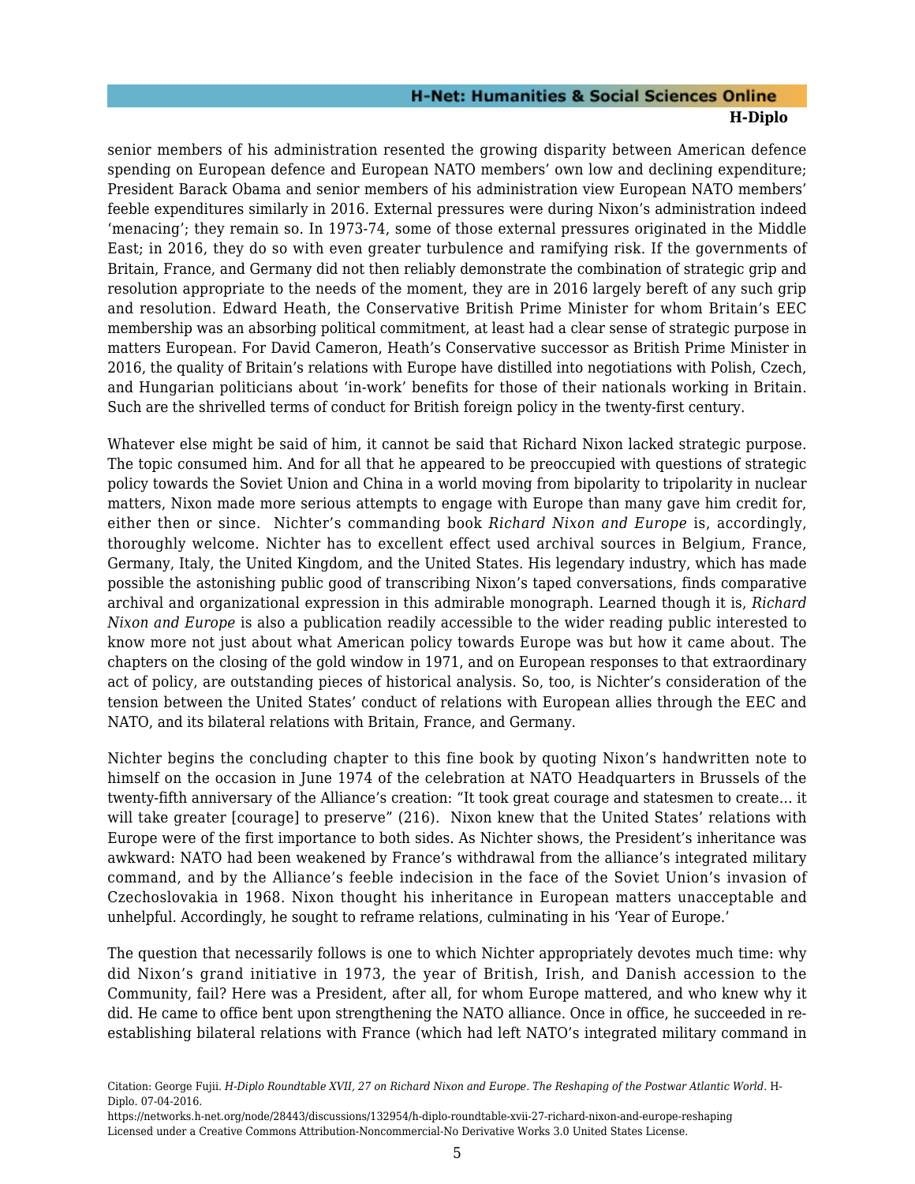senior members of his administration resented the growing disparity between American defence spending on European defence and European NATO members' own low and declining expenditure; President Barack Obama and senior members of his administration view European NATO members' feeble expenditures similarly in 2016. External pressures were during Nixon's administration indeed 'menacing'; they remain so. In 1973-74, some of those external pressures originated in the Middle East; in 2016, they do so with even greater turbulence and ramifying risk. If the governments of Britain, France, and Germany did not then reliably demonstrate the combination of strategic grip and resolution appropriate to the needs of the moment, they are in 2016 largely bereft of any such grip and resolution. Edward Heath, the Conservative British Prime Minister for whom Britain's EEC membership was an absorbing political commitment, at least had a clear sense of strategic purpose in matters European. For David Cameron, Heath's Conservative successor as British Prime Minister in 2016, the quality of Britain's relations with Europe have distilled into negotiations with Polish, Czech, and Hungarian politicians about 'in-work' benefits for those of their nationals working in Britain. Such are the shrivelled terms of conduct for British foreign policy in the twenty-first century.

Whatever else might be said of him, it cannot be said that Richard Nixon lacked strategic purpose. The topic consumed him. And for all that he appeared to be preoccupied with questions of strategic policy towards the Soviet Union and China in a world moving from bipolarity to tripolarity in nuclear matters, Nixon made more serious attempts to engage with Europe than many gave him credit for, either then or since. Nichter's commanding book *Richard Nixon and Europe* is, accordingly, thoroughly welcome. Nichter has to excellent effect used archival sources in Belgium, France, Germany, Italy, the United Kingdom, and the United States. His legendary industry, which has made possible the astonishing public good of transcribing Nixon's taped conversations, finds comparative archival and organizational expression in this admirable monograph. Learned though it is, *Richard Nixon and Europe* is also a publication readily accessible to the wider reading public interested to know more not just about what American policy towards Europe was but how it came about. The chapters on the closing of the gold window in 1971, and on European responses to that extraordinary act of policy, are outstanding pieces of historical analysis. So, too, is Nichter's consideration of the tension between the United States' conduct of relations with European allies through the EEC and NATO, and its bilateral relations with Britain, France, and Germany.

Nichter begins the concluding chapter to this fine book by quoting Nixon's handwritten note to himself on the occasion in June 1974 of the celebration at NATO Headquarters in Brussels of the twenty-fifth anniversary of the Alliance's creation: "It took great courage and statesmen to create... it will take greater [courage] to preserve" (216). Nixon knew that the United States' relations with Europe were of the first importance to both sides. As Nichter shows, the President's inheritance was awkward: NATO had been weakened by France's withdrawal from the alliance's integrated military command, and by the Alliance's feeble indecision in the face of the Soviet Union's invasion of Czechoslovakia in 1968. Nixon thought his inheritance in European matters unacceptable and unhelpful. Accordingly, he sought to reframe relations, culminating in his 'Year of Europe.'

The question that necessarily follows is one to which Nichter appropriately devotes much time: why did Nixon's grand initiative in 1973, the year of British, Irish, and Danish accession to the Community, fail? Here was a President, after all, for whom Europe mattered, and who knew why it did. He came to office bent upon strengthening the NATO alliance. Once in office, he succeeded in re-establishing bilateral relations with France (which had left NATO's integrated military command in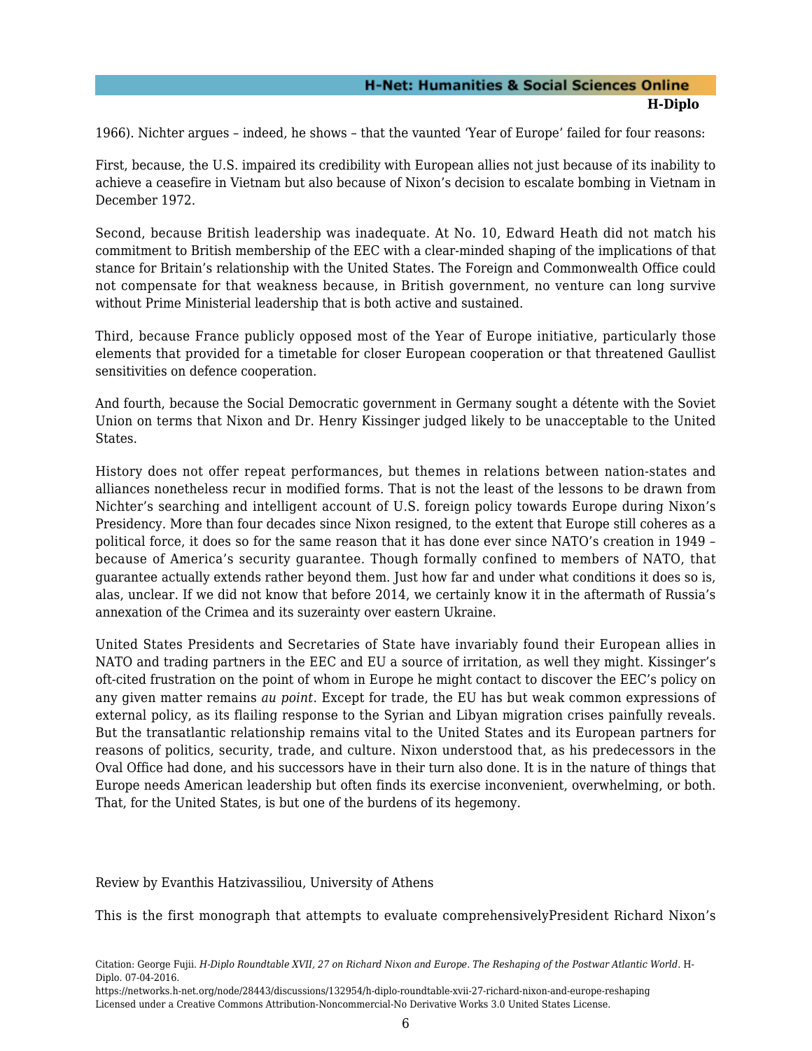1966). Nichter argues – indeed, he shows – that the vaunted 'Year of Europe' failed for four reasons:

First, because, the U.S. impaired its credibility with European allies not just because of its inability to achieve a ceasefire in Vietnam but also because of Nixon's decision to escalate bombing in Vietnam in December 1972.

Second, because British leadership was inadequate. At No. 10, Edward Heath did not match his commitment to British membership of the EEC with a clear-minded shaping of the implications of that stance for Britain's relationship with the United States. The Foreign and Commonwealth Office could not compensate for that weakness because, in British government, no venture can long survive without Prime Ministerial leadership that is both active and sustained.

Third, because France publicly opposed most of the Year of Europe initiative, particularly those elements that provided for a timetable for closer European cooperation or that threatened Gaullist sensitivities on defence cooperation.

And fourth, because the Social Democratic government in Germany sought a détente with the Soviet Union on terms that Nixon and Dr. Henry Kissinger judged likely to be unacceptable to the United States.

History does not offer repeat performances, but themes in relations between nation-states and alliances nonetheless recur in modified forms. That is not the least of the lessons to be drawn from Nichter's searching and intelligent account of U.S. foreign policy towards Europe during Nixon's Presidency. More than four decades since Nixon resigned, to the extent that Europe still coheres as a political force, it does so for the same reason that it has done ever since NATO's creation in 1949 – because of America's security guarantee. Though formally confined to members of NATO, that guarantee actually extends rather beyond them. Just how far and under what conditions it does so is, alas, unclear. If we did not know that before 2014, we certainly know it in the aftermath of Russia's annexation of the Crimea and its suzerainty over eastern Ukraine.

United States Presidents and Secretaries of State have invariably found their European allies in NATO and trading partners in the EEC and EU a source of irritation, as well they might. Kissinger's oft-cited frustration on the point of whom in Europe he might contact to discover the EEC's policy on any given matter remains *au point*. Except for trade, the EU has but weak common expressions of external policy, as its flailing response to the Syrian and Libyan migration crises painfully reveals. But the transatlantic relationship remains vital to the United States and its European partners for reasons of politics, security, trade, and culture. Nixon understood that, as his predecessors in the Oval Office had done, and his successors have in their turn also done. It is in the nature of things that Europe needs American leadership but often finds its exercise inconvenient, overwhelming, or both. That, for the United States, is but one of the burdens of its hegemony.

Review by Evanthis Hatzivassiliou, University of Athens

This is the first monograph that attempts to evaluate comprehensivelyPresident Richard Nixon's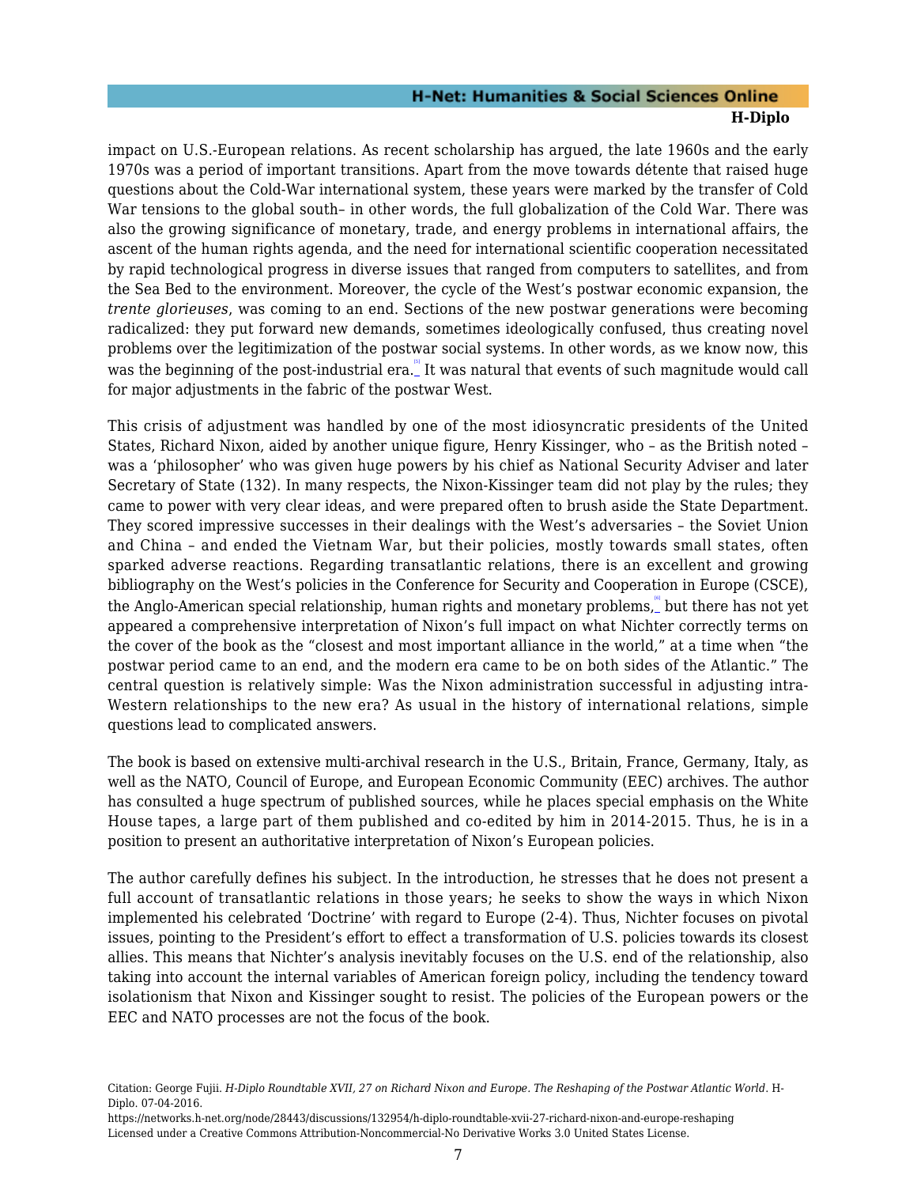impact on U.S.-European relations. As recent scholarship has argued, the late 1960s and the early 1970s was a period of important transitions. Apart from the move towards détente that raised huge questions about the Cold-War international system, these years were marked by the transfer of Cold War tensions to the global south– in other words, the full globalization of the Cold War. There was also the growing significance of monetary, trade, and energy problems in international affairs, the ascent of the human rights agenda, and the need for international scientific cooperation necessitated by rapid technological progress in diverse issues that ranged from computers to satellites, and from the Sea Bed to the environment. Moreover, the cycle of the West's postwar economic expansion, the *trente glorieuses*, was coming to an end. Sections of the new postwar generations were becoming radicalized: they put forward new demands, sometimes ideologically confused, thus creating novel problems over the legitimization of the postwar social systems. In other words, as we know now, this was the beginning of the post-industrial era.[5] It was natural that events of such magnitude would call for major adjustments in the fabric of the postwar West.

This crisis of adjustment was handled by one of the most idiosyncratic presidents of the United States, Richard Nixon, aided by another unique figure, Henry Kissinger, who – as the British noted – was a 'philosopher' who was given huge powers by his chief as National Security Adviser and later Secretary of State (132). In many respects, the Nixon-Kissinger team did not play by the rules; they came to power with very clear ideas, and were prepared often to brush aside the State Department. They scored impressive successes in their dealings with the West's adversaries – the Soviet Union and China – and ended the Vietnam War, but their policies, mostly towards small states, often sparked adverse reactions. Regarding transatlantic relations, there is an excellent and growing bibliography on the West's policies in the Conference for Security and Cooperation in Europe (CSCE), the Anglo-American special relationship, human rights and monetary problems,[6] but there has not yet appeared a comprehensive interpretation of Nixon's full impact on what Nichter correctly terms on the cover of the book as the "closest and most important alliance in the world," at a time when "the postwar period came to an end, and the modern era came to be on both sides of the Atlantic." The central question is relatively simple: Was the Nixon administration successful in adjusting intra-Western relationships to the new era? As usual in the history of international relations, simple questions lead to complicated answers.

The book is based on extensive multi-archival research in the U.S., Britain, France, Germany, Italy, as well as the NATO, Council of Europe, and European Economic Community (EEC) archives. The author has consulted a huge spectrum of published sources, while he places special emphasis on the White House tapes, a large part of them published and co-edited by him in 2014-2015. Thus, he is in a position to present an authoritative interpretation of Nixon's European policies.

The author carefully defines his subject. In the introduction, he stresses that he does not present a full account of transatlantic relations in those years; he seeks to show the ways in which Nixon implemented his celebrated 'Doctrine' with regard to Europe (2-4). Thus, Nichter focuses on pivotal issues, pointing to the President's effort to effect a transformation of U.S. policies towards its closest allies. This means that Nichter's analysis inevitably focuses on the U.S. end of the relationship, also taking into account the internal variables of American foreign policy, including the tendency toward isolationism that Nixon and Kissinger sought to resist. The policies of the European powers or the EEC and NATO processes are not the focus of the book.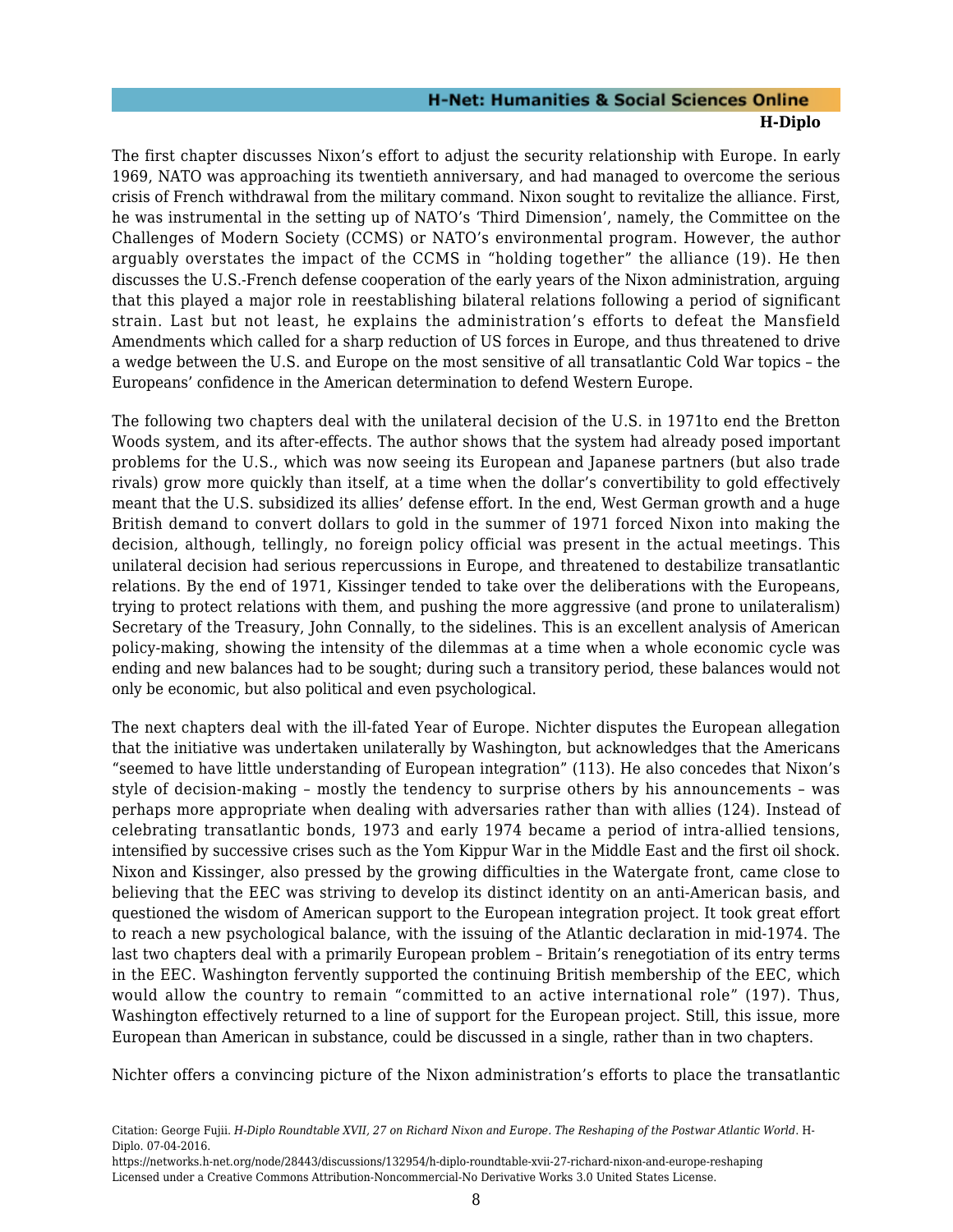The first chapter discusses Nixon's effort to adjust the security relationship with Europe. In early 1969, NATO was approaching its twentieth anniversary, and had managed to overcome the serious crisis of French withdrawal from the military command. Nixon sought to revitalize the alliance. First, he was instrumental in the setting up of NATO's 'Third Dimension', namely, the Committee on the Challenges of Modern Society (CCMS) or NATO's environmental program. However, the author arguably overstates the impact of the CCMS in "holding together" the alliance (19). He then discusses the U.S.-French defense cooperation of the early years of the Nixon administration, arguing that this played a major role in reestablishing bilateral relations following a period of significant strain. Last but not least, he explains the administration's efforts to defeat the Mansfield Amendments which called for a sharp reduction of US forces in Europe, and thus threatened to drive a wedge between the U.S. and Europe on the most sensitive of all transatlantic Cold War topics – the Europeans' confidence in the American determination to defend Western Europe.

The following two chapters deal with the unilateral decision of the U.S. in 1971to end the Bretton Woods system, and its after-effects. The author shows that the system had already posed important problems for the U.S., which was now seeing its European and Japanese partners (but also trade rivals) grow more quickly than itself, at a time when the dollar's convertibility to gold effectively meant that the U.S. subsidized its allies' defense effort. In the end, West German growth and a huge British demand to convert dollars to gold in the summer of 1971 forced Nixon into making the decision, although, tellingly, no foreign policy official was present in the actual meetings. This unilateral decision had serious repercussions in Europe, and threatened to destabilize transatlantic relations. By the end of 1971, Kissinger tended to take over the deliberations with the Europeans, trying to protect relations with them, and pushing the more aggressive (and prone to unilateralism) Secretary of the Treasury, John Connally, to the sidelines. This is an excellent analysis of American policy-making, showing the intensity of the dilemmas at a time when a whole economic cycle was ending and new balances had to be sought; during such a transitory period, these balances would not only be economic, but also political and even psychological.

The next chapters deal with the ill-fated Year of Europe. Nichter disputes the European allegation that the initiative was undertaken unilaterally by Washington, but acknowledges that the Americans "seemed to have little understanding of European integration" (113). He also concedes that Nixon's style of decision-making – mostly the tendency to surprise others by his announcements – was perhaps more appropriate when dealing with adversaries rather than with allies (124). Instead of celebrating transatlantic bonds, 1973 and early 1974 became a period of intra-allied tensions, intensified by successive crises such as the Yom Kippur War in the Middle East and the first oil shock. Nixon and Kissinger, also pressed by the growing difficulties in the Watergate front, came close to believing that the EEC was striving to develop its distinct identity on an anti-American basis, and questioned the wisdom of American support to the European integration project. It took great effort to reach a new psychological balance, with the issuing of the Atlantic declaration in mid-1974. The last two chapters deal with a primarily European problem – Britain's renegotiation of its entry terms in the EEC. Washington fervently supported the continuing British membership of the EEC, which would allow the country to remain "committed to an active international role" (197). Thus, Washington effectively returned to a line of support for the European project. Still, this issue, more European than American in substance, could be discussed in a single, rather than in two chapters.

Nichter offers a convincing picture of the Nixon administration's efforts to place the transatlantic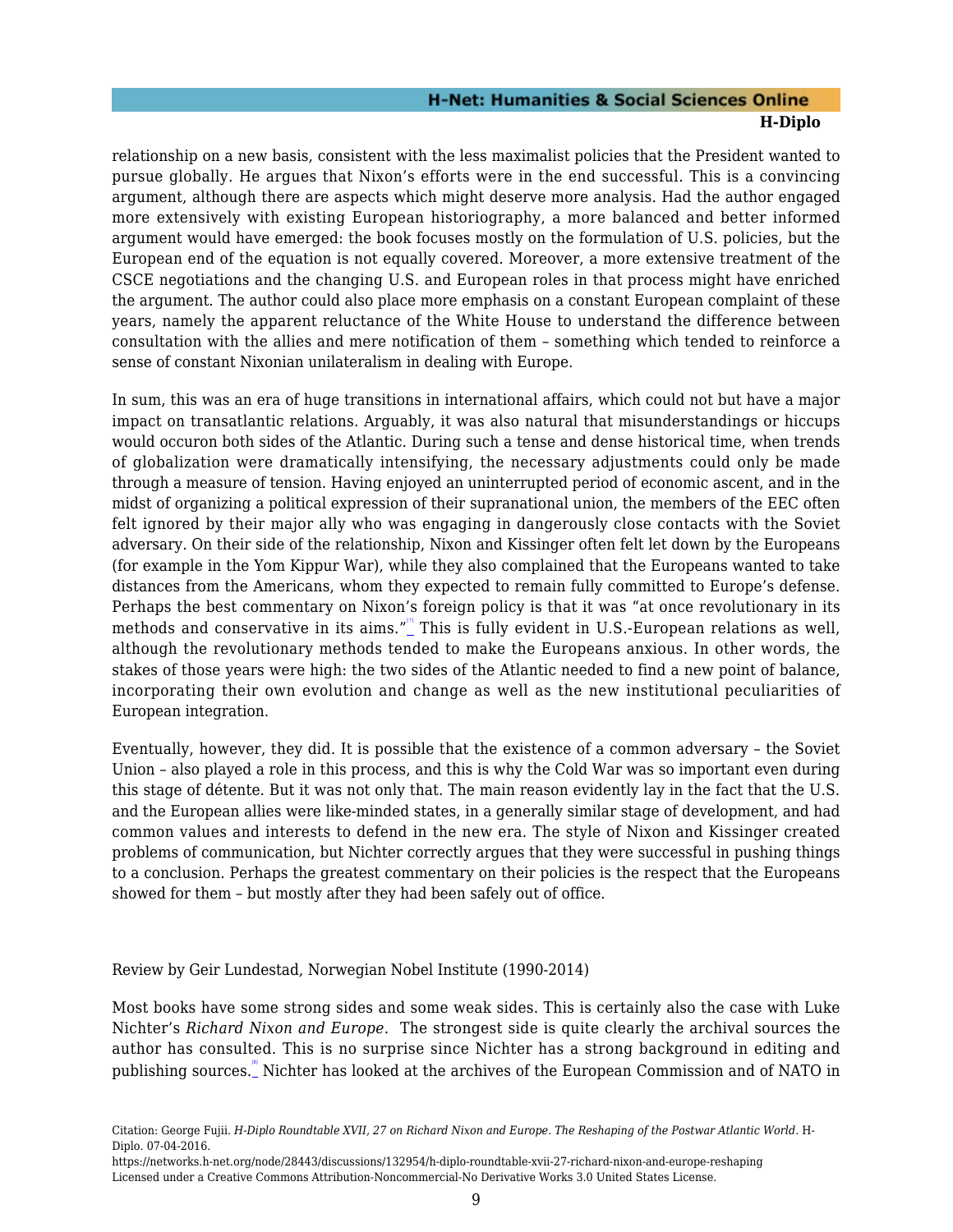relationship on a new basis, consistent with the less maximalist policies that the President wanted to pursue globally. He argues that Nixon's efforts were in the end successful. This is a convincing argument, although there are aspects which might deserve more analysis. Had the author engaged more extensively with existing European historiography, a more balanced and better informed argument would have emerged: the book focuses mostly on the formulation of U.S. policies, but the European end of the equation is not equally covered. Moreover, a more extensive treatment of the CSCE negotiations and the changing U.S. and European roles in that process might have enriched the argument. The author could also place more emphasis on a constant European complaint of these years, namely the apparent reluctance of the White House to understand the difference between consultation with the allies and mere notification of them – something which tended to reinforce a sense of constant Nixonian unilateralism in dealing with Europe.

In sum, this was an era of huge transitions in international affairs, which could not but have a major impact on transatlantic relations. Arguably, it was also natural that misunderstandings or hiccups would occuron both sides of the Atlantic. During such a tense and dense historical time, when trends of globalization were dramatically intensifying, the necessary adjustments could only be made through a measure of tension. Having enjoyed an uninterrupted period of economic ascent, and in the midst of organizing a political expression of their supranational union, the members of the EEC often felt ignored by their major ally who was engaging in dangerously close contacts with the Soviet adversary. On their side of the relationship, Nixon and Kissinger often felt let down by the Europeans (for example in the Yom Kippur War), while they also complained that the Europeans wanted to take distances from the Americans, whom they expected to remain fully committed to Europe's defense. Perhaps the best commentary on Nixon's foreign policy is that it was "at once revolutionary in its methods and conservative in its aims."[7] This is fully evident in U.S.-European relations as well, although the revolutionary methods tended to make the Europeans anxious. In other words, the stakes of those years were high: the two sides of the Atlantic needed to find a new point of balance, incorporating their own evolution and change as well as the new institutional peculiarities of European integration.

Eventually, however, they did. It is possible that the existence of a common adversary – the Soviet Union – also played a role in this process, and this is why the Cold War was so important even during this stage of détente. But it was not only that. The main reason evidently lay in the fact that the U.S. and the European allies were like-minded states, in a generally similar stage of development, and had common values and interests to defend in the new era. The style of Nixon and Kissinger created problems of communication, but Nichter correctly argues that they were successful in pushing things to a conclusion. Perhaps the greatest commentary on their policies is the respect that the Europeans showed for them – but mostly after they had been safely out of office.

Review by Geir Lundestad, Norwegian Nobel Institute (1990-2014)

Most books have some strong sides and some weak sides. This is certainly also the case with Luke Nichter's *Richard Nixon and Europe*. The strongest side is quite clearly the archival sources the author has consulted. This is no surprise since Nichter has a strong background in editing and publishing sources.[8] Nichter has looked at the archives of the European Commission and of NATO in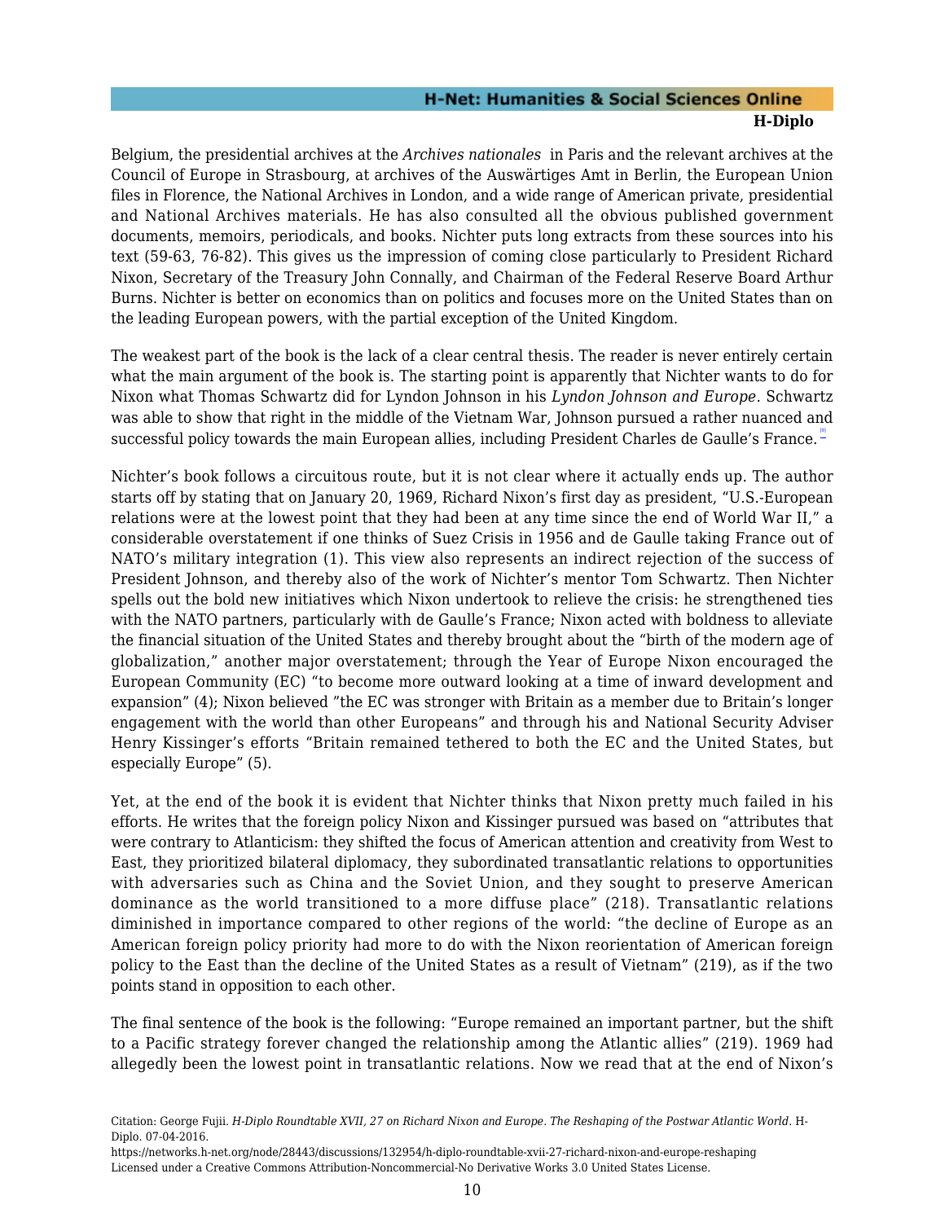Belgium, the presidential archives at the *Archives nationales* in Paris and the relevant archives at the Council of Europe in Strasbourg, at archives of the Auswärtiges Amt in Berlin, the European Union files in Florence, the National Archives in London, and a wide range of American private, presidential and National Archives materials. He has also consulted all the obvious published government documents, memoirs, periodicals, and books. Nichter puts long extracts from these sources into his text (59-63, 76-82). This gives us the impression of coming close particularly to President Richard Nixon, Secretary of the Treasury John Connally, and Chairman of the Federal Reserve Board Arthur Burns. Nichter is better on economics than on politics and focuses more on the United States than on the leading European powers, with the partial exception of the United Kingdom.

The weakest part of the book is the lack of a clear central thesis. The reader is never entirely certain what the main argument of the book is. The starting point is apparently that Nichter wants to do for Nixon what Thomas Schwartz did for Lyndon Johnson in his *Lyndon Johnson and Europe*. Schwartz was able to show that right in the middle of the Vietnam War, Johnson pursued a rather nuanced and successful policy towards the main European allies, including President Charles de Gaulle's France.[9]

Nichter's book follows a circuitous route, but it is not clear where it actually ends up. The author starts off by stating that on January 20, 1969, Richard Nixon's first day as president, "U.S.-European relations were at the lowest point that they had been at any time since the end of World War II," a considerable overstatement if one thinks of Suez Crisis in 1956 and de Gaulle taking France out of NATO's military integration (1). This view also represents an indirect rejection of the success of President Johnson, and thereby also of the work of Nichter's mentor Tom Schwartz. Then Nichter spells out the bold new initiatives which Nixon undertook to relieve the crisis: he strengthened ties with the NATO partners, particularly with de Gaulle's France; Nixon acted with boldness to alleviate the financial situation of the United States and thereby brought about the "birth of the modern age of globalization," another major overstatement; through the Year of Europe Nixon encouraged the European Community (EC) "to become more outward looking at a time of inward development and expansion" (4); Nixon believed "the EC was stronger with Britain as a member due to Britain's longer engagement with the world than other Europeans" and through his and National Security Adviser Henry Kissinger's efforts "Britain remained tethered to both the EC and the United States, but especially Europe" (5).

Yet, at the end of the book it is evident that Nichter thinks that Nixon pretty much failed in his efforts. He writes that the foreign policy Nixon and Kissinger pursued was based on "attributes that were contrary to Atlanticism: they shifted the focus of American attention and creativity from West to East, they prioritized bilateral diplomacy, they subordinated transatlantic relations to opportunities with adversaries such as China and the Soviet Union, and they sought to preserve American dominance as the world transitioned to a more diffuse place" (218). Transatlantic relations diminished in importance compared to other regions of the world: "the decline of Europe as an American foreign policy priority had more to do with the Nixon reorientation of American foreign policy to the East than the decline of the United States as a result of Vietnam" (219), as if the two points stand in opposition to each other.

The final sentence of the book is the following: "Europe remained an important partner, but the shift to a Pacific strategy forever changed the relationship among the Atlantic allies" (219). 1969 had allegedly been the lowest point in transatlantic relations. Now we read that at the end of Nixon's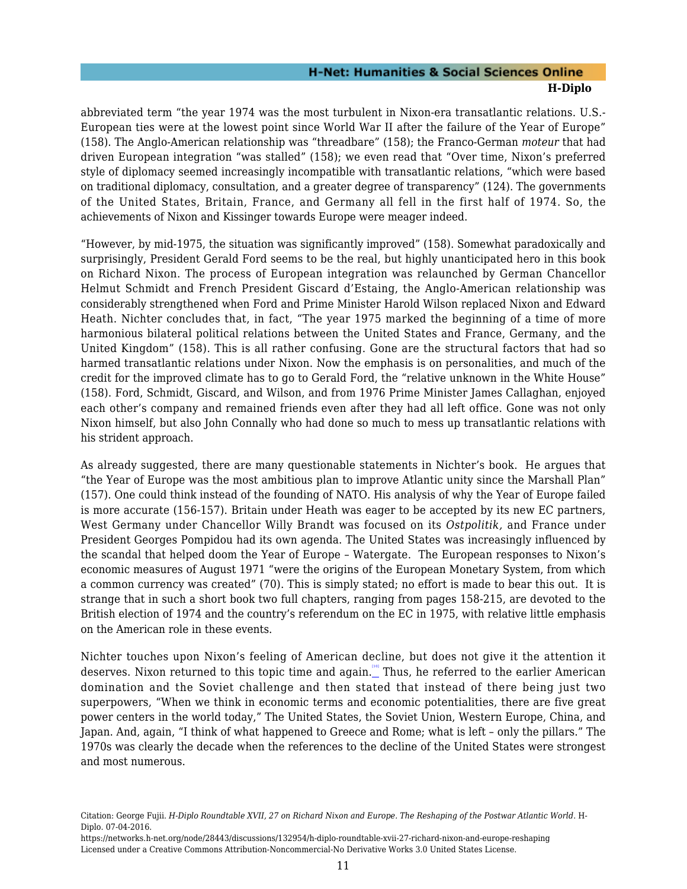abbreviated term "the year 1974 was the most turbulent in Nixon-era transatlantic relations. U.S.-European ties were at the lowest point since World War II after the failure of the Year of Europe" (158). The Anglo-American relationship was "threadbare" (158); the Franco-German *moteur* that had driven European integration "was stalled" (158); we even read that "Over time, Nixon's preferred style of diplomacy seemed increasingly incompatible with transatlantic relations, "which were based on traditional diplomacy, consultation, and a greater degree of transparency" (124). The governments of the United States, Britain, France, and Germany all fell in the first half of 1974. So, the achievements of Nixon and Kissinger towards Europe were meager indeed.

"However, by mid-1975, the situation was significantly improved" (158). Somewhat paradoxically and surprisingly, President Gerald Ford seems to be the real, but highly unanticipated hero in this book on Richard Nixon. The process of European integration was relaunched by German Chancellor Helmut Schmidt and French President Giscard d'Estaing, the Anglo-American relationship was considerably strengthened when Ford and Prime Minister Harold Wilson replaced Nixon and Edward Heath. Nichter concludes that, in fact, "The year 1975 marked the beginning of a time of more harmonious bilateral political relations between the United States and France, Germany, and the United Kingdom" (158). This is all rather confusing. Gone are the structural factors that had so harmed transatlantic relations under Nixon. Now the emphasis is on personalities, and much of the credit for the improved climate has to go to Gerald Ford, the "relative unknown in the White House" (158). Ford, Schmidt, Giscard, and Wilson, and from 1976 Prime Minister James Callaghan, enjoyed each other's company and remained friends even after they had all left office. Gone was not only Nixon himself, but also John Connally who had done so much to mess up transatlantic relations with his strident approach.

As already suggested, there are many questionable statements in Nichter's book. He argues that "the Year of Europe was the most ambitious plan to improve Atlantic unity since the Marshall Plan" (157). One could think instead of the founding of NATO. His analysis of why the Year of Europe failed is more accurate (156-157). Britain under Heath was eager to be accepted by its new EC partners, West Germany under Chancellor Willy Brandt was focused on its *Ostpolitik,* and France under President Georges Pompidou had its own agenda. The United States was increasingly influenced by the scandal that helped doom the Year of Europe – Watergate. The European responses to Nixon's economic measures of August 1971 "were the origins of the European Monetary System, from which a common currency was created" (70). This is simply stated; no effort is made to bear this out. It is strange that in such a short book two full chapters, ranging from pages 158-215, are devoted to the British election of 1974 and the country's referendum on the EC in 1975, with relative little emphasis on the American role in these events.

Nichter touches upon Nixon's feeling of American decline, but does not give it the attention it deserves. Nixon returned to this topic time and again.[10] Thus, he referred to the earlier American domination and the Soviet challenge and then stated that instead of there being just two superpowers, "When we think in economic terms and economic potentialities, there are five great power centers in the world today," The United States, the Soviet Union, Western Europe, China, and Japan. And, again, "I think of what happened to Greece and Rome; what is left – only the pillars." The 1970s was clearly the decade when the references to the decline of the United States were strongest and most numerous.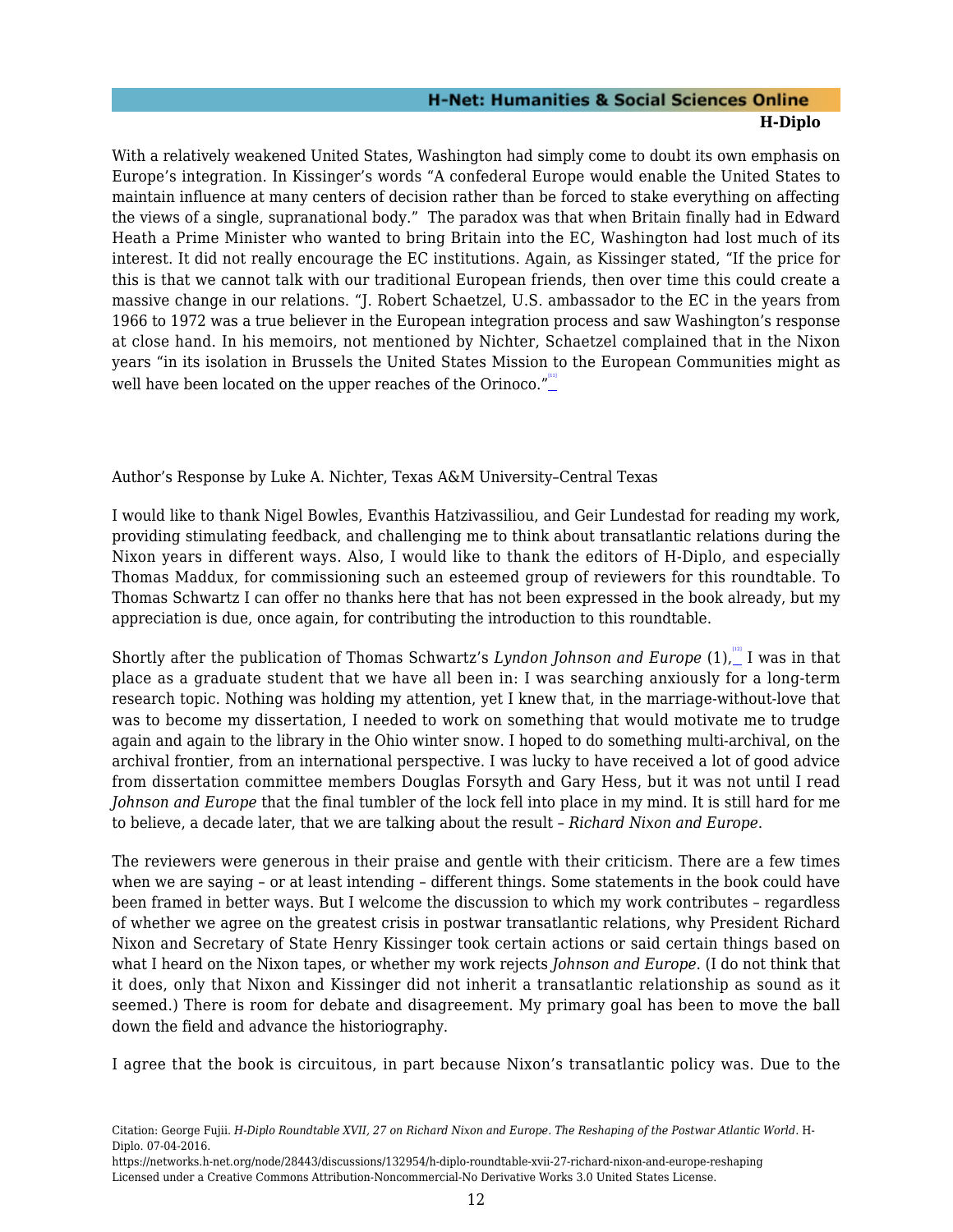With a relatively weakened United States, Washington had simply come to doubt its own emphasis on Europe's integration. In Kissinger's words "A confederal Europe would enable the United States to maintain influence at many centers of decision rather than be forced to stake everything on affecting the views of a single, supranational body." The paradox was that when Britain finally had in Edward Heath a Prime Minister who wanted to bring Britain into the EC, Washington had lost much of its interest. It did not really encourage the EC institutions. Again, as Kissinger stated, "If the price for this is that we cannot talk with our traditional European friends, then over time this could create a massive change in our relations. "J. Robert Schaetzel, U.S. ambassador to the EC in the years from 1966 to 1972 was a true believer in the European integration process and saw Washington's response at close hand. In his memoirs, not mentioned by Nichter, Schaetzel complained that in the Nixon years "in its isolation in Brussels the United States Mission to the European Communities might as well have been located on the upper reaches of the Orinoco."[11]

Author's Response by Luke A. Nichter, Texas A&M University–Central Texas

I would like to thank Nigel Bowles, Evanthis Hatzivassiliou, and Geir Lundestad for reading my work, providing stimulating feedback, and challenging me to think about transatlantic relations during the Nixon years in different ways. Also, I would like to thank the editors of H-Diplo, and especially Thomas Maddux, for commissioning such an esteemed group of reviewers for this roundtable. To Thomas Schwartz I can offer no thanks here that has not been expressed in the book already, but my appreciation is due, once again, for contributing the introduction to this roundtable.

Shortly after the publication of Thomas Schwartz's *Lyndon Johnson and Europe* (1),[12] I was in that place as a graduate student that we have all been in: I was searching anxiously for a long-term research topic. Nothing was holding my attention, yet I knew that, in the marriage-without-love that was to become my dissertation, I needed to work on something that would motivate me to trudge again and again to the library in the Ohio winter snow. I hoped to do something multi-archival, on the archival frontier, from an international perspective. I was lucky to have received a lot of good advice from dissertation committee members Douglas Forsyth and Gary Hess, but it was not until I read *Johnson and Europe* that the final tumbler of the lock fell into place in my mind. It is still hard for me to believe, a decade later, that we are talking about the result – *Richard Nixon and Europe*.

The reviewers were generous in their praise and gentle with their criticism. There are a few times when we are saying – or at least intending – different things. Some statements in the book could have been framed in better ways. But I welcome the discussion to which my work contributes – regardless of whether we agree on the greatest crisis in postwar transatlantic relations, why President Richard Nixon and Secretary of State Henry Kissinger took certain actions or said certain things based on what I heard on the Nixon tapes, or whether my work rejects *Johnson and Europe*. (I do not think that it does, only that Nixon and Kissinger did not inherit a transatlantic relationship as sound as it seemed.) There is room for debate and disagreement. My primary goal has been to move the ball down the field and advance the historiography.

I agree that the book is circuitous, in part because Nixon's transatlantic policy was. Due to the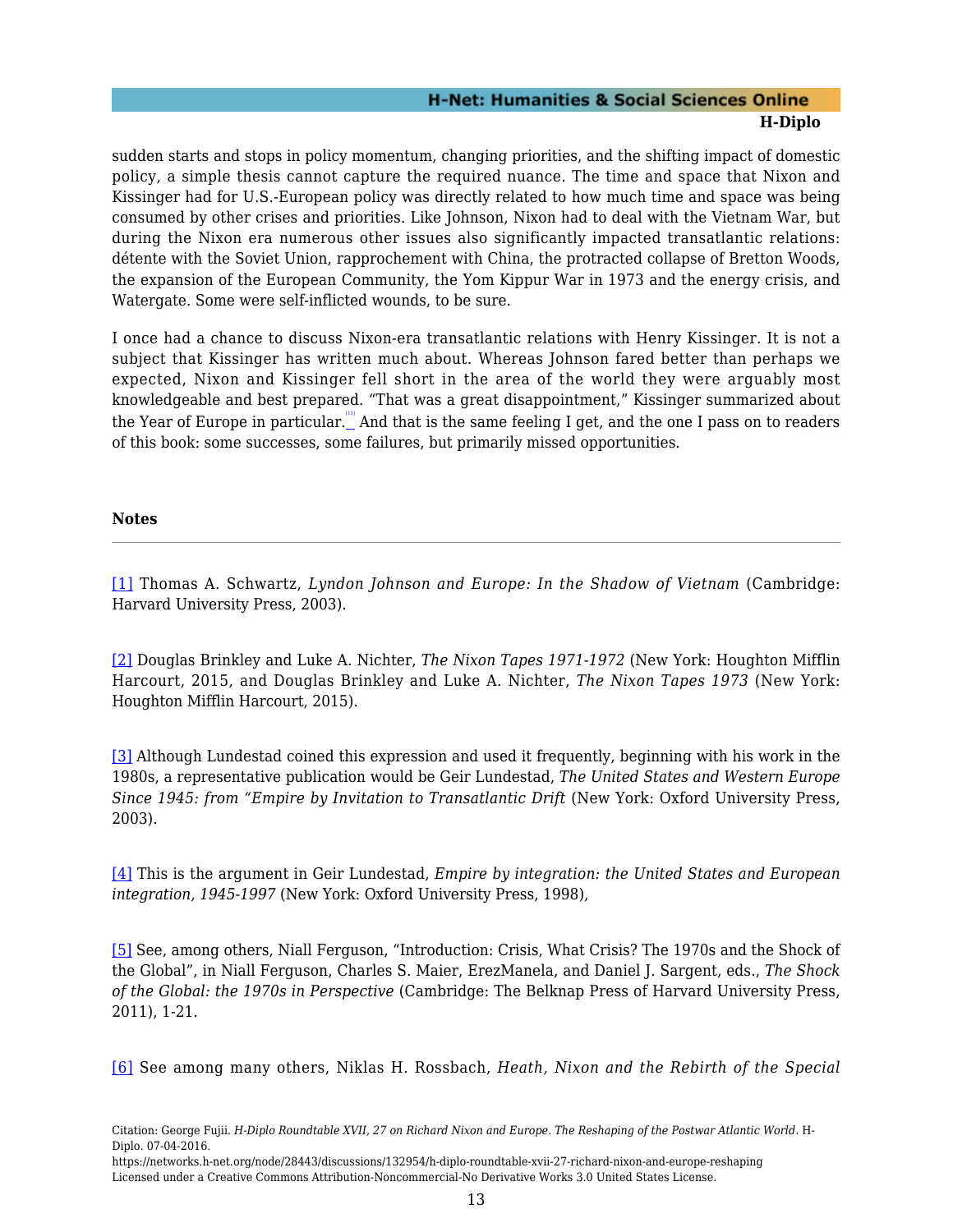sudden starts and stops in policy momentum, changing priorities, and the shifting impact of domestic policy, a simple thesis cannot capture the required nuance. The time and space that Nixon and Kissinger had for U.S.-European policy was directly related to how much time and space was being consumed by other crises and priorities. Like Johnson, Nixon had to deal with the Vietnam War, but during the Nixon era numerous other issues also significantly impacted transatlantic relations: détente with the Soviet Union, rapprochement with China, the protracted collapse of Bretton Woods, the expansion of the European Community, the Yom Kippur War in 1973 and the energy crisis, and Watergate. Some were self-inflicted wounds, to be sure.

I once had a chance to discuss Nixon-era transatlantic relations with Henry Kissinger. It is not a subject that Kissinger has written much about. Whereas Johnson fared better than perhaps we expected, Nixon and Kissinger fell short in the area of the world they were arguably most knowledgeable and best prepared. "That was a great disappointment," Kissinger summarized about the Year of Europe in particular.[13] And that is the same feeling I get, and the one I pass on to readers of this book: some successes, some failures, but primarily missed opportunities.

**Notes**

---

[1] Thomas A. Schwartz, *Lyndon Johnson and Europe: In the Shadow of Vietnam* (Cambridge: Harvard University Press, 2003).

[2] Douglas Brinkley and Luke A. Nichter, *The Nixon Tapes 1971-1972* (New York: Houghton Mifflin Harcourt, 2015, and Douglas Brinkley and Luke A. Nichter, *The Nixon Tapes 1973* (New York: Houghton Mifflin Harcourt, 2015).

[3] Although Lundestad coined this expression and used it frequently, beginning with his work in the 1980s, a representative publication would be Geir Lundestad, *The United States and Western Europe Since 1945: from "Empire by Invitation to Transatlantic Drift* (New York: Oxford University Press, 2003).

[4] This is the argument in Geir Lundestad, *Empire by integration: the United States and European integration, 1945-1997* (New York: Oxford University Press, 1998),

[5] See, among others, Niall Ferguson, "Introduction: Crisis, What Crisis? The 1970s and the Shock of the Global", in Niall Ferguson, Charles S. Maier, ErezManela, and Daniel J. Sargent, eds., *The Shock of the Global: the 1970s in Perspective* (Cambridge: The Belknap Press of Harvard University Press, 2011), 1-21.

[6] See among many others, Niklas H. Rossbach, *Heath, Nixon and the Rebirth of the Special*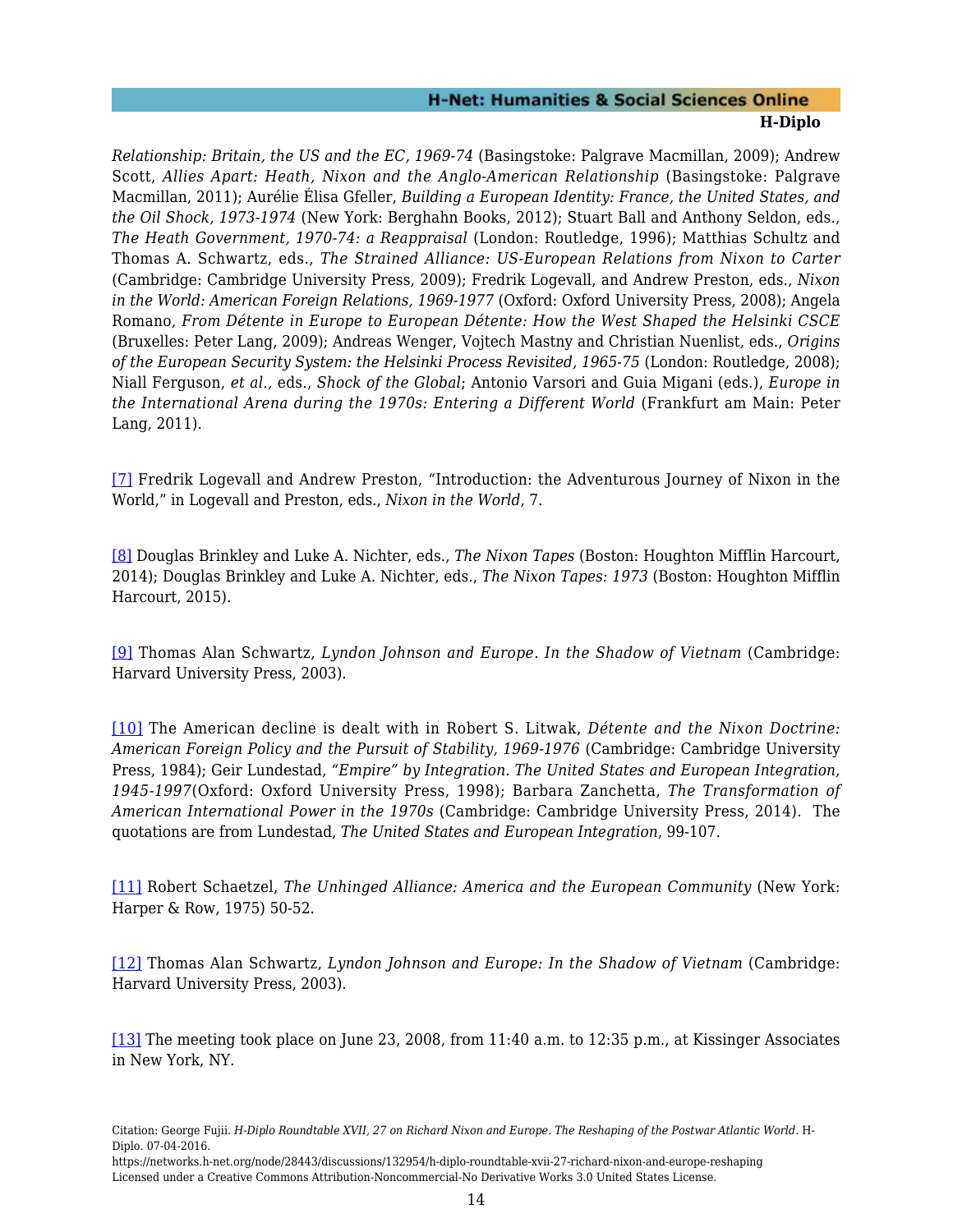*Relationship: Britain, the US and the EC, 1969-74* (Basingstoke: Palgrave Macmillan, 2009); Andrew Scott, *Allies Apart: Heath, Nixon and the Anglo-American Relationship* (Basingstoke: Palgrave Macmillan, 2011); Aurélie Élisa Gfeller, *Building a European Identity: France, the United States, and the Oil Shock, 1973-1974* (New York: Berghahn Books, 2012); Stuart Ball and Anthony Seldon, eds., *The Heath Government, 1970-74: a Reappraisal* (London: Routledge, 1996); Matthias Schultz and Thomas A. Schwartz, eds., *The Strained Alliance: US-European Relations from Nixon to Carter* (Cambridge: Cambridge University Press, 2009); Fredrik Logevall, and Andrew Preston, eds., *Nixon in the World: American Foreign Relations, 1969-1977* (Oxford: Oxford University Press, 2008); Angela Romano, *From Détente in Europe to European Détente: How the West Shaped the Helsinki CSCE* (Bruxelles: Peter Lang, 2009); Andreas Wenger, Vojtech Mastny and Christian Nuenlist, eds., *Origins of the European Security System: the Helsinki Process Revisited, 1965-75* (London: Routledge, 2008); Niall Ferguson, *et al.*, eds., *Shock of the Global*; Antonio Varsori and Guia Migani (eds.), *Europe in the International Arena during the 1970s: Entering a Different World* (Frankfurt am Main: Peter Lang, 2011).

[7] Fredrik Logevall and Andrew Preston, "Introduction: the Adventurous Journey of Nixon in the World," in Logevall and Preston, eds., *Nixon in the World*, 7.

[8] Douglas Brinkley and Luke A. Nichter, eds., *The Nixon Tapes* (Boston: Houghton Mifflin Harcourt, 2014); Douglas Brinkley and Luke A. Nichter, eds., *The Nixon Tapes: 1973* (Boston: Houghton Mifflin Harcourt, 2015).

[9] Thomas Alan Schwartz, *Lyndon Johnson and Europe. In the Shadow of Vietnam* (Cambridge: Harvard University Press, 2003).

[10] The American decline is dealt with in Robert S. Litwak, *Détente and the Nixon Doctrine: American Foreign Policy and the Pursuit of Stability, 1969-1976* (Cambridge: Cambridge University Press, 1984); Geir Lundestad, *"Empire" by Integration. The United States and European Integration, 1945-1997*(Oxford: Oxford University Press, 1998); Barbara Zanchetta, *The Transformation of American International Power in the 1970s* (Cambridge: Cambridge University Press, 2014). The quotations are from Lundestad, *The United States and European Integration*, 99-107.

[11] Robert Schaetzel, *The Unhinged Alliance: America and the European Community* (New York: Harper & Row, 1975) 50-52.

[12] Thomas Alan Schwartz, *Lyndon Johnson and Europe: In the Shadow of Vietnam* (Cambridge: Harvard University Press, 2003).

[13] The meeting took place on June 23, 2008, from 11:40 a.m. to 12:35 p.m., at Kissinger Associates in New York, NY.